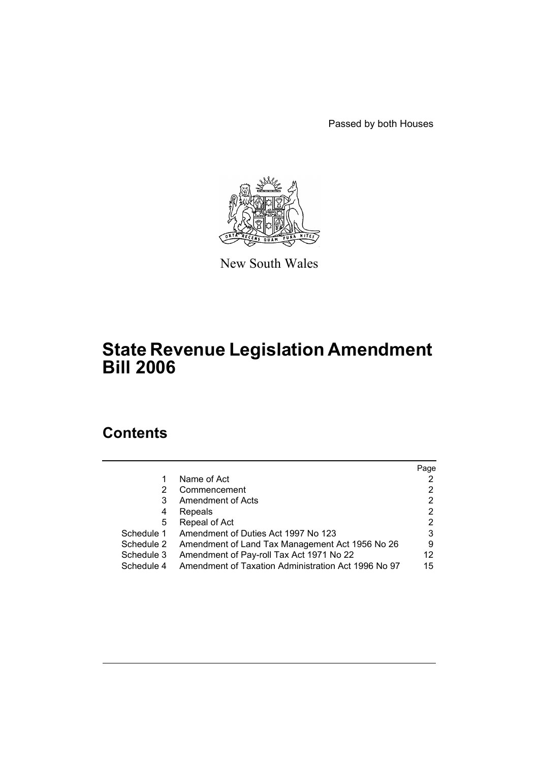Passed by both Houses

New South Wales

# State Revenue Legislation Amendment Bill 2006

## Contents

| | | Page |
|---|---|---|
| 1 | Name of Act | 2 |
| 2 | Commencement | 2 |
| 3 | Amendment of Acts | 2 |
| 4 | Repeals | 2 |
| 5 | Repeal of Act | 2 |
| Schedule 1 | Amendment of Duties Act 1997 No 123 | 3 |
| Schedule 2 | Amendment of Land Tax Management Act 1956 No 26 | 9 |
| Schedule 3 | Amendment of Pay-roll Tax Act 1971 No 22 | 12 |
| Schedule 4 | Amendment of Taxation Administration Act 1996 No 97 | 15 |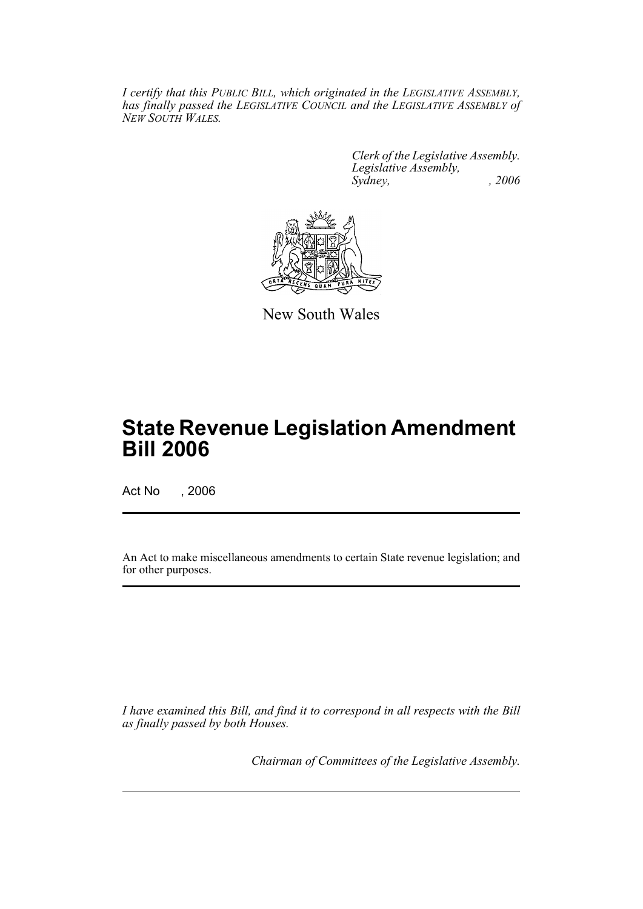*I certify that this PUBLIC BILL, which originated in the LEGISLATIVE ASSEMBLY, has finally passed the LEGISLATIVE COUNCIL and the LEGISLATIVE ASSEMBLY of NEW SOUTH WALES.*

*Clerk of the Legislative Assembly.*
*Legislative Assembly,*
*Sydney, , 2006*

New South Wales

# State Revenue Legislation Amendment Bill 2006

Act No , 2006

An Act to make miscellaneous amendments to certain State revenue legislation; and for other purposes.

*I have examined this Bill, and find it to correspond in all respects with the Bill as finally passed by both Houses.*

*Chairman of Committees of the Legislative Assembly.*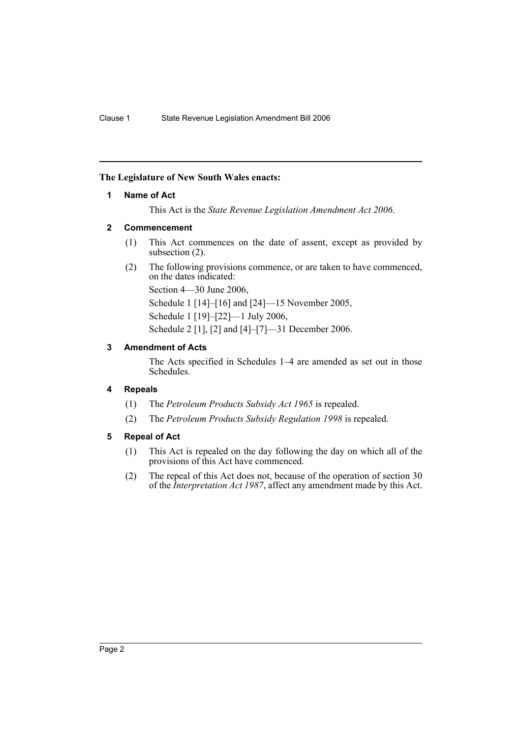**The Legislature of New South Wales enacts:**

## 1 Name of Act

This Act is the *State Revenue Legislation Amendment Act 2006*.

## 2 Commencement

(1) This Act commences on the date of assent, except as provided by subsection (2).

(2) The following provisions commence, or are taken to have commenced, on the dates indicated:

Section 4—30 June 2006,

Schedule 1 [14]–[16] and [24]—15 November 2005,

Schedule 1 [19]–[22]—1 July 2006,

Schedule 2 [1], [2] and [4]–[7]—31 December 2006.

## 3 Amendment of Acts

The Acts specified in Schedules 1–4 are amended as set out in those Schedules.

## 4 Repeals

(1) The *Petroleum Products Subsidy Act 1965* is repealed.

(2) The *Petroleum Products Subsidy Regulation 1998* is repealed.

## 5 Repeal of Act

(1) This Act is repealed on the day following the day on which all of the provisions of this Act have commenced.

(2) The repeal of this Act does not, because of the operation of section 30 of the *Interpretation Act 1987*, affect any amendment made by this Act.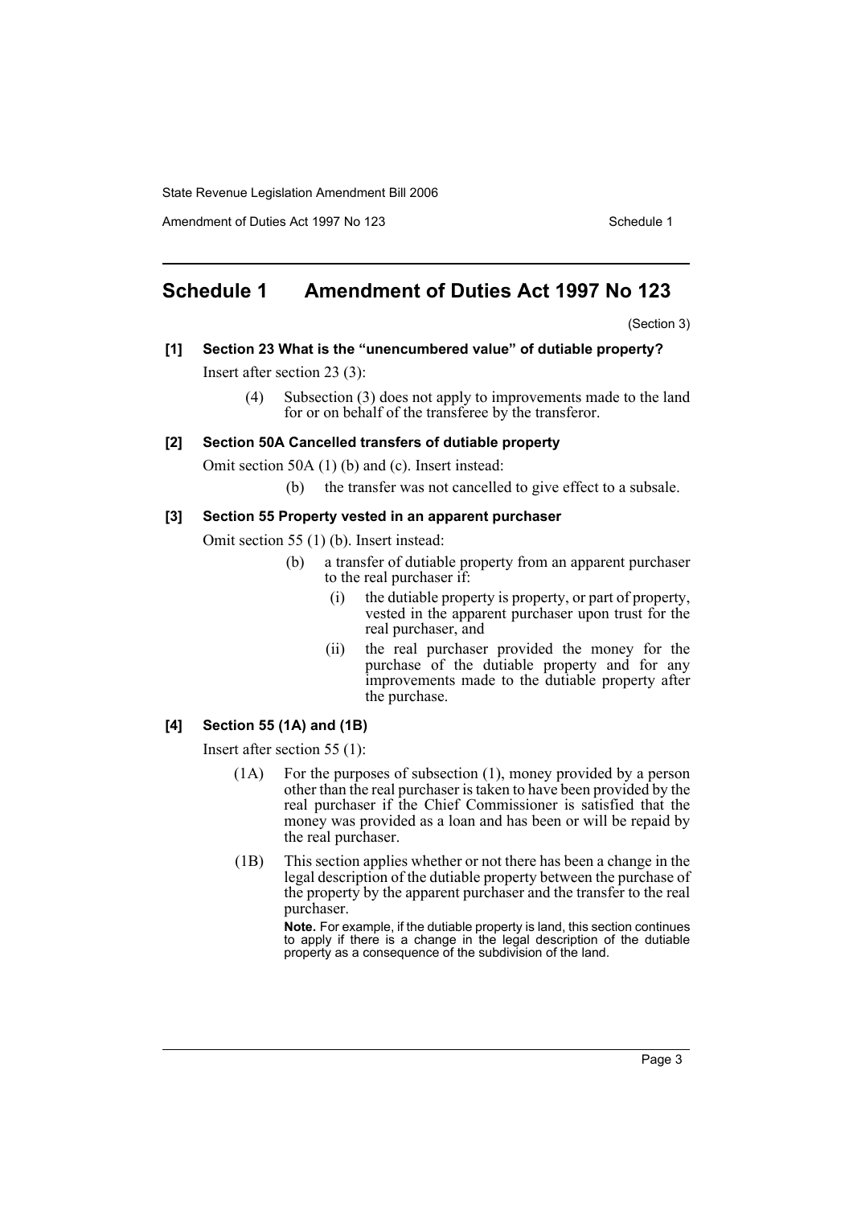# Schedule 1 Amendment of Duties Act 1997 No 123

(Section 3)

**[1] Section 23 What is the "unencumbered value" of dutiable property?**

Insert after section 23 (3):

(4) Subsection (3) does not apply to improvements made to the land for or on behalf of the transferee by the transferor.

**[2] Section 50A Cancelled transfers of dutiable property**

Omit section 50A (1) (b) and (c). Insert instead:

(b) the transfer was not cancelled to give effect to a subsale.

**[3] Section 55 Property vested in an apparent purchaser**

Omit section 55 (1) (b). Insert instead:

(b) a transfer of dutiable property from an apparent purchaser to the real purchaser if:

(i) the dutiable property is property, or part of property, vested in the apparent purchaser upon trust for the real purchaser, and

(ii) the real purchaser provided the money for the purchase of the dutiable property and for any improvements made to the dutiable property after the purchase.

**[4] Section 55 (1A) and (1B)**

Insert after section 55 (1):

(1A) For the purposes of subsection (1), money provided by a person other than the real purchaser is taken to have been provided by the real purchaser if the Chief Commissioner is satisfied that the money was provided as a loan and has been or will be repaid by the real purchaser.

(1B) This section applies whether or not there has been a change in the legal description of the dutiable property between the purchase of the property by the apparent purchaser and the transfer to the real purchaser.

**Note.** For example, if the dutiable property is land, this section continues to apply if there is a change in the legal description of the dutiable property as a consequence of the subdivision of the land.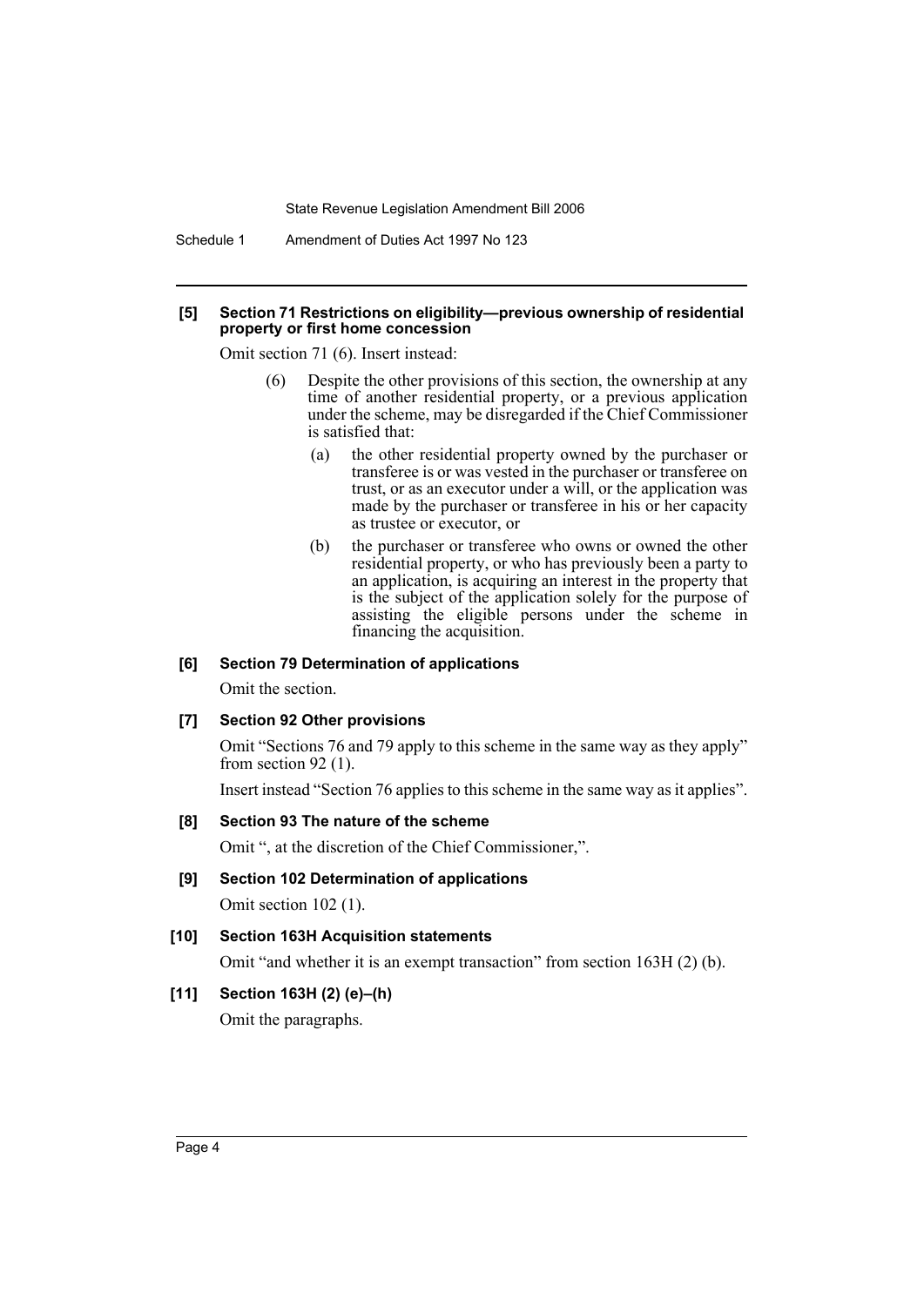#### [5] Section 71 Restrictions on eligibility—previous ownership of residential property or first home concession

Omit section 71 (6). Insert instead:

> (6) Despite the other provisions of this section, the ownership at any time of another residential property, or a previous application under the scheme, may be disregarded if the Chief Commissioner is satisfied that:
>
> (a) the other residential property owned by the purchaser or transferee is or was vested in the purchaser or transferee on trust, or as an executor under a will, or the application was made by the purchaser or transferee in his or her capacity as trustee or executor, or
>
> (b) the purchaser or transferee who owns or owned the other residential property, or who has previously been a party to an application, is acquiring an interest in the property that is the subject of the application solely for the purpose of assisting the eligible persons under the scheme in financing the acquisition.

#### [6] Section 79 Determination of applications

Omit the section.

#### [7] Section 92 Other provisions

Omit "Sections 76 and 79 apply to this scheme in the same way as they apply" from section 92 (1).

Insert instead "Section 76 applies to this scheme in the same way as it applies".

#### [8] Section 93 The nature of the scheme

Omit ", at the discretion of the Chief Commissioner,".

#### [9] Section 102 Determination of applications

Omit section 102 (1).

#### [10] Section 163H Acquisition statements

Omit "and whether it is an exempt transaction" from section 163H (2) (b).

#### [11] Section 163H (2) (e)–(h)

Omit the paragraphs.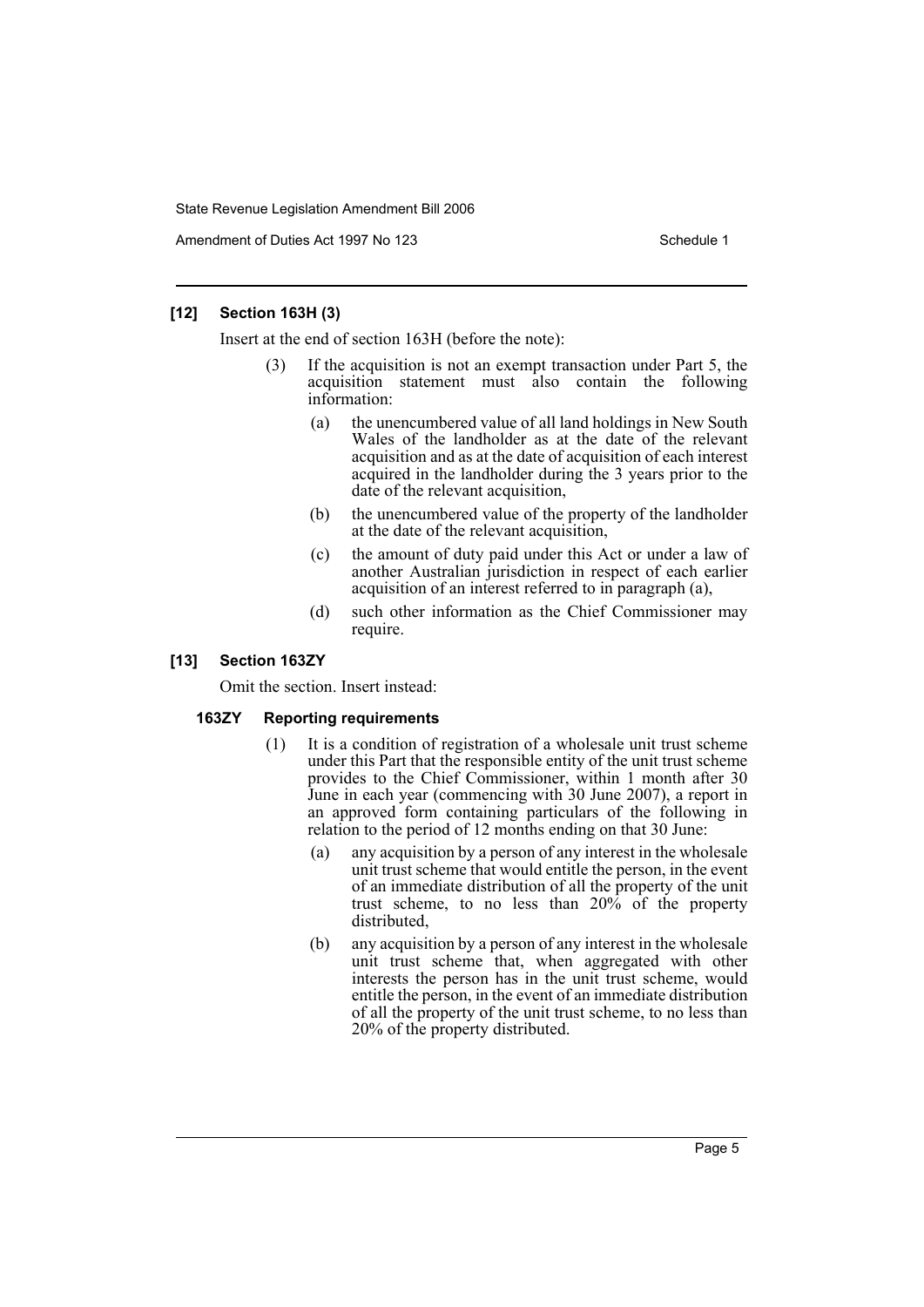### [12] Section 163H (3)

Insert at the end of section 163H (before the note):

(3) If the acquisition is not an exempt transaction under Part 5, the acquisition statement must also contain the following information:

(a) the unencumbered value of all land holdings in New South Wales of the landholder as at the date of the relevant acquisition and as at the date of acquisition of each interest acquired in the landholder during the 3 years prior to the date of the relevant acquisition,

(b) the unencumbered value of the property of the landholder at the date of the relevant acquisition,

(c) the amount of duty paid under this Act or under a law of another Australian jurisdiction in respect of each earlier acquisition of an interest referred to in paragraph (a),

(d) such other information as the Chief Commissioner may require.

### [13] Section 163ZY

Omit the section. Insert instead:

#### 163ZY Reporting requirements

(1) It is a condition of registration of a wholesale unit trust scheme under this Part that the responsible entity of the unit trust scheme provides to the Chief Commissioner, within 1 month after 30 June in each year (commencing with 30 June 2007), a report in an approved form containing particulars of the following in relation to the period of 12 months ending on that 30 June:

(a) any acquisition by a person of any interest in the wholesale unit trust scheme that would entitle the person, in the event of an immediate distribution of all the property of the unit trust scheme, to no less than 20% of the property distributed,

(b) any acquisition by a person of any interest in the wholesale unit trust scheme that, when aggregated with other interests the person has in the unit trust scheme, would entitle the person, in the event of an immediate distribution of all the property of the unit trust scheme, to no less than 20% of the property distributed.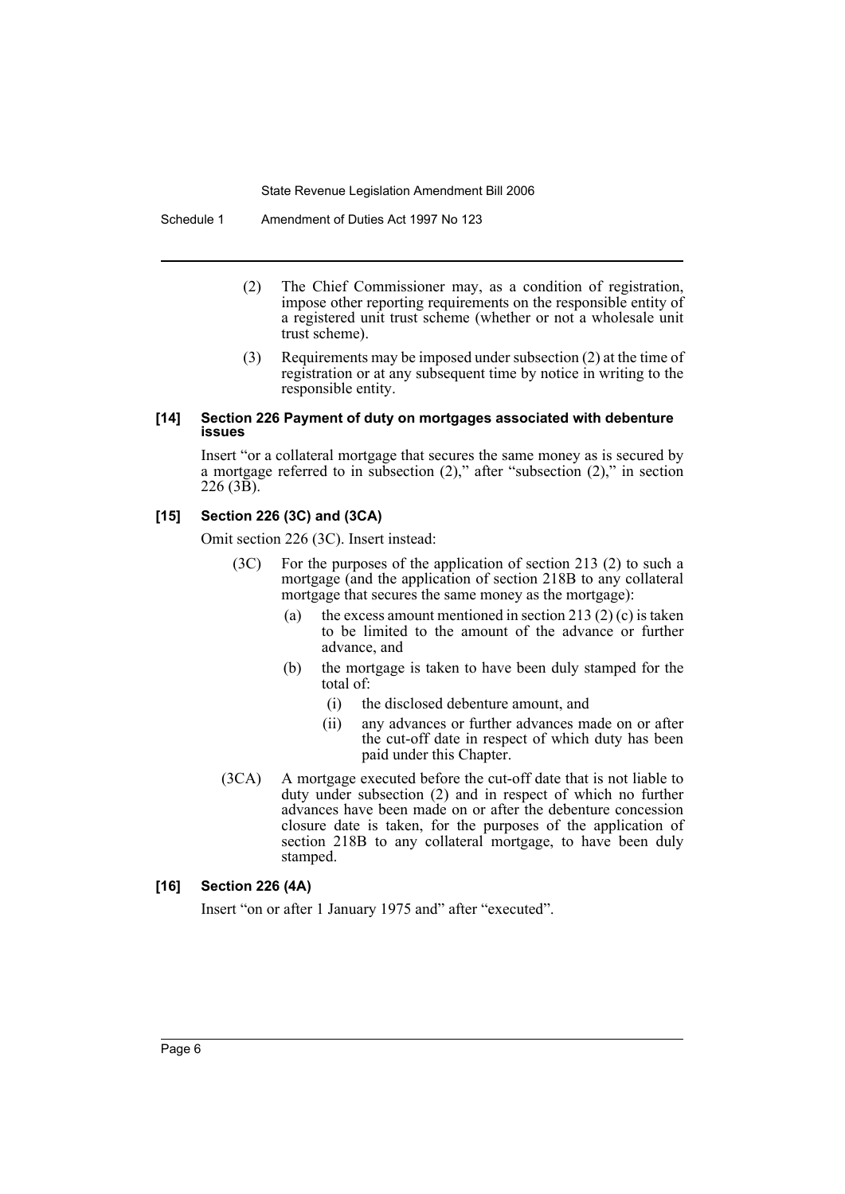(2) The Chief Commissioner may, as a condition of registration, impose other reporting requirements on the responsible entity of a registered unit trust scheme (whether or not a wholesale unit trust scheme).

(3) Requirements may be imposed under subsection (2) at the time of registration or at any subsequent time by notice in writing to the responsible entity.

#### [14] Section 226 Payment of duty on mortgages associated with debenture issues

Insert "or a collateral mortgage that secures the same money as is secured by a mortgage referred to in subsection (2)," after "subsection (2)," in section 226 (3B).

#### [15] Section 226 (3C) and (3CA)

Omit section 226 (3C). Insert instead:

(3C) For the purposes of the application of section 213 (2) to such a mortgage (and the application of section 218B to any collateral mortgage that secures the same money as the mortgage):

- (a) the excess amount mentioned in section 213 (2) (c) is taken to be limited to the amount of the advance or further advance, and
- (b) the mortgage is taken to have been duly stamped for the total of:
  - (i) the disclosed debenture amount, and
  - (ii) any advances or further advances made on or after the cut-off date in respect of which duty has been paid under this Chapter.

(3CA) A mortgage executed before the cut-off date that is not liable to duty under subsection (2) and in respect of which no further advances have been made on or after the debenture concession closure date is taken, for the purposes of the application of section 218B to any collateral mortgage, to have been duly stamped.

#### [16] Section 226 (4A)

Insert "on or after 1 January 1975 and" after "executed".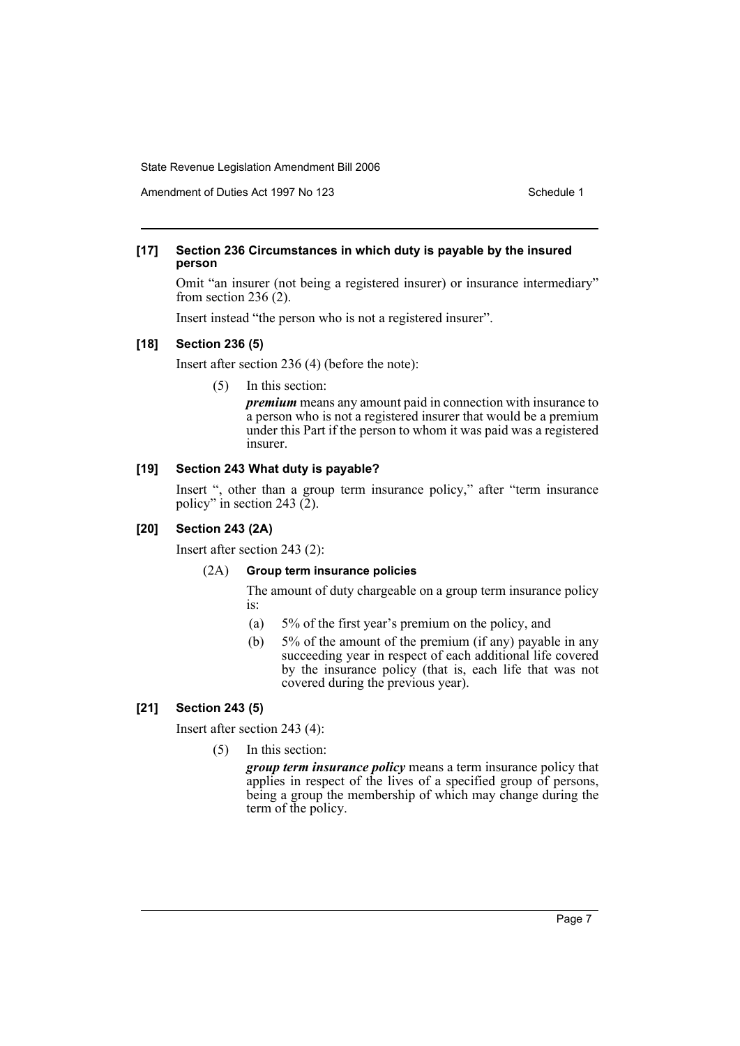### [17] Section 236 Circumstances in which duty is payable by the insured person

Omit "an insurer (not being a registered insurer) or insurance intermediary" from section 236 (2).

Insert instead "the person who is not a registered insurer".

### [18] Section 236 (5)

Insert after section 236 (4) (before the note):

(5) In this section:

***premium*** means any amount paid in connection with insurance to a person who is not a registered insurer that would be a premium under this Part if the person to whom it was paid was a registered insurer.

### [19] Section 243 What duty is payable?

Insert ", other than a group term insurance policy," after "term insurance policy" in section 243 (2).

### [20] Section 243 (2A)

Insert after section 243 (2):

(2A) **Group term insurance policies**

The amount of duty chargeable on a group term insurance policy is:

(a) 5% of the first year's premium on the policy, and

(b) 5% of the amount of the premium (if any) payable in any succeeding year in respect of each additional life covered by the insurance policy (that is, each life that was not covered during the previous year).

### [21] Section 243 (5)

Insert after section 243 (4):

(5) In this section:

***group term insurance policy*** means a term insurance policy that applies in respect of the lives of a specified group of persons, being a group the membership of which may change during the term of the policy.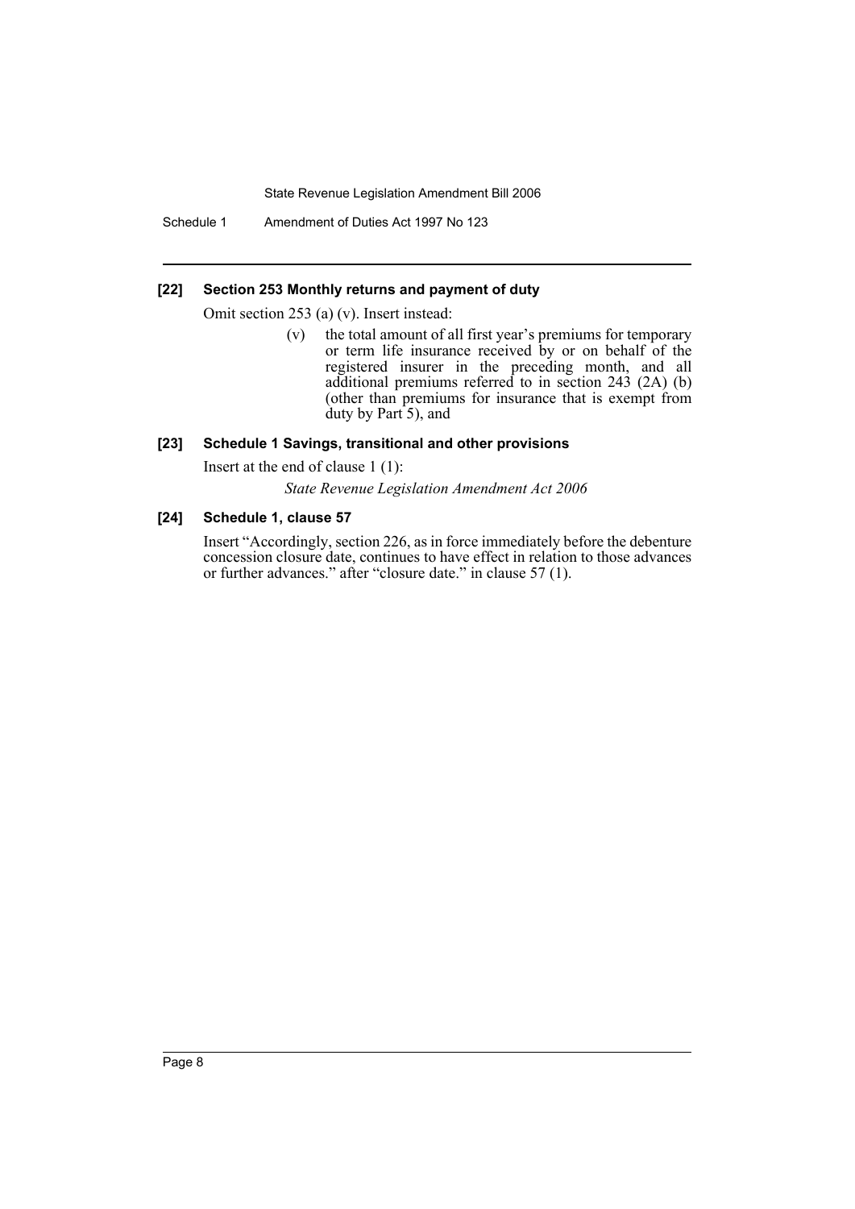#### [22] Section 253 Monthly returns and payment of duty

Omit section 253 (a) (v). Insert instead:

> (v) the total amount of all first year's premiums for temporary or term life insurance received by or on behalf of the registered insurer in the preceding month, and all additional premiums referred to in section 243 (2A) (b) (other than premiums for insurance that is exempt from duty by Part 5), and

#### [23] Schedule 1 Savings, transitional and other provisions

Insert at the end of clause 1 (1):

> *State Revenue Legislation Amendment Act 2006*

#### [24] Schedule 1, clause 57

Insert "Accordingly, section 226, as in force immediately before the debenture concession closure date, continues to have effect in relation to those advances or further advances." after "closure date." in clause 57 (1).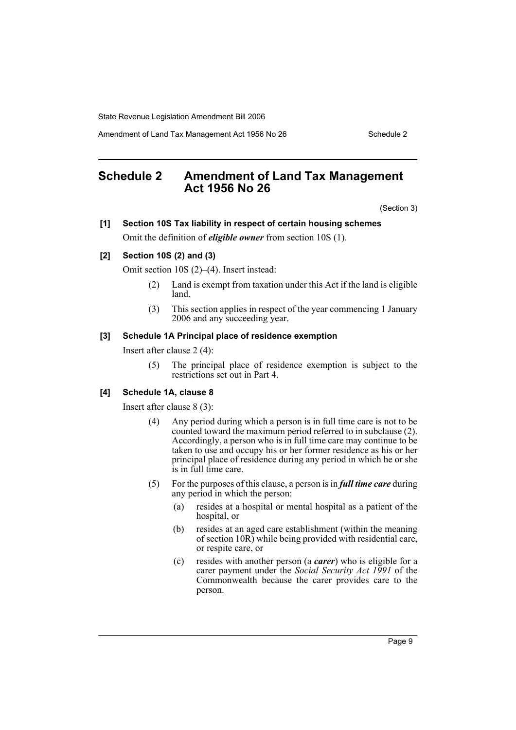## Schedule 2 Amendment of Land Tax Management Act 1956 No 26

(Section 3)

**[1] Section 10S Tax liability in respect of certain housing schemes**

Omit the definition of ***eligible owner*** from section 10S (1).

**[2] Section 10S (2) and (3)**

Omit section 10S (2)–(4). Insert instead:

> (2) Land is exempt from taxation under this Act if the land is eligible land.
>
> (3) This section applies in respect of the year commencing 1 January 2006 and any succeeding year.

**[3] Schedule 1A Principal place of residence exemption**

Insert after clause 2 (4):

> (5) The principal place of residence exemption is subject to the restrictions set out in Part 4.

**[4] Schedule 1A, clause 8**

Insert after clause 8 (3):

> (4) Any period during which a person is in full time care is not to be counted toward the maximum period referred to in subclause (2). Accordingly, a person who is in full time care may continue to be taken to use and occupy his or her former residence as his or her principal place of residence during any period in which he or she is in full time care.
>
> (5) For the purposes of this clause, a person is in ***full time care*** during any period in which the person:
>
> (a) resides at a hospital or mental hospital as a patient of the hospital, or
>
> (b) resides at an aged care establishment (within the meaning of section 10R) while being provided with residential care, or respite care, or
>
> (c) resides with another person (a ***carer***) who is eligible for a carer payment under the *Social Security Act 1991* of the Commonwealth because the carer provides care to the person.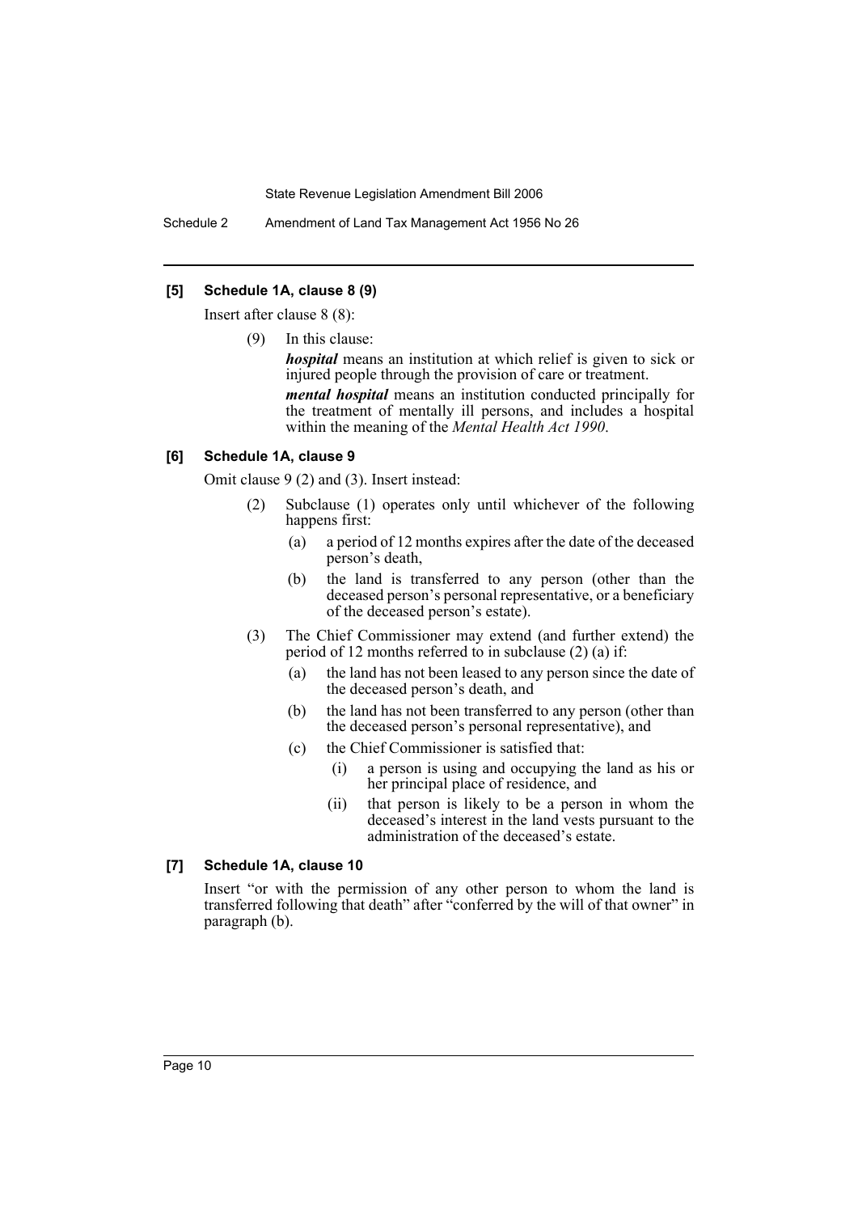### [5] Schedule 1A, clause 8 (9)

Insert after clause 8 (8):

(9) In this clause:

***hospital*** means an institution at which relief is given to sick or injured people through the provision of care or treatment.

***mental hospital*** means an institution conducted principally for the treatment of mentally ill persons, and includes a hospital within the meaning of the *Mental Health Act 1990*.

### [6] Schedule 1A, clause 9

Omit clause 9 (2) and (3). Insert instead:

(2) Subclause (1) operates only until whichever of the following happens first:

- (a) a period of 12 months expires after the date of the deceased person's death,
- (b) the land is transferred to any person (other than the deceased person's personal representative, or a beneficiary of the deceased person's estate).

(3) The Chief Commissioner may extend (and further extend) the period of 12 months referred to in subclause (2) (a) if:

- (a) the land has not been leased to any person since the date of the deceased person's death, and
- (b) the land has not been transferred to any person (other than the deceased person's personal representative), and
- (c) the Chief Commissioner is satisfied that:
  - (i) a person is using and occupying the land as his or her principal place of residence, and
  - (ii) that person is likely to be a person in whom the deceased's interest in the land vests pursuant to the administration of the deceased's estate.

### [7] Schedule 1A, clause 10

Insert "or with the permission of any other person to whom the land is transferred following that death" after "conferred by the will of that owner" in paragraph (b).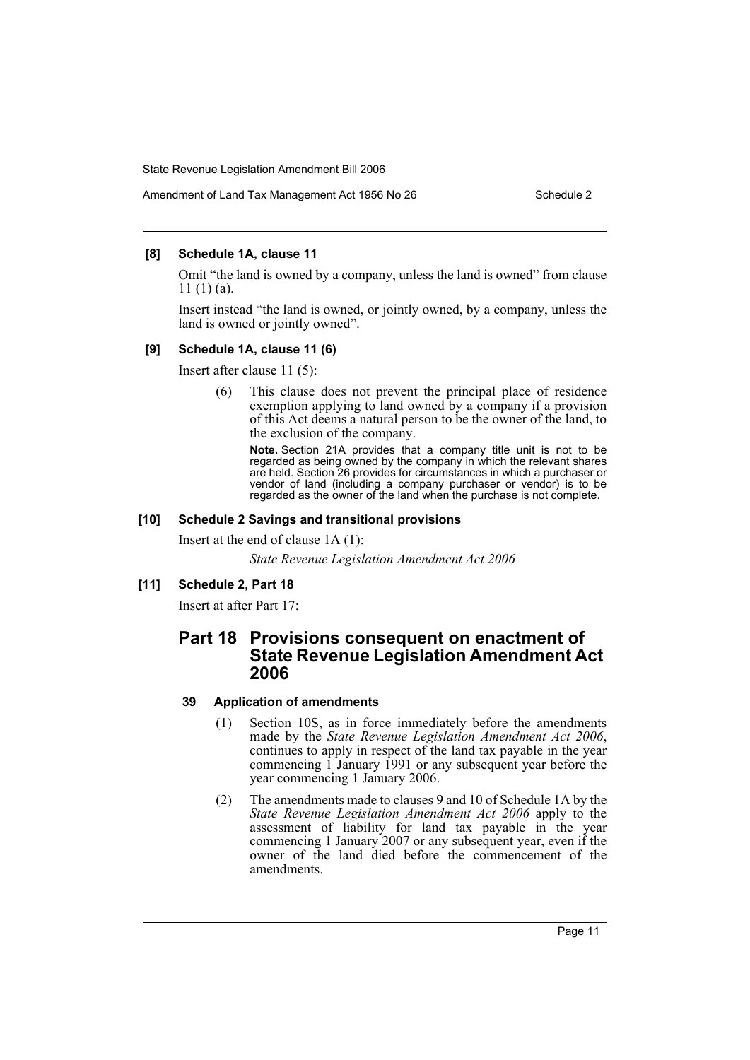#### [8] Schedule 1A, clause 11

Omit "the land is owned by a company, unless the land is owned" from clause 11 (1) (a).

Insert instead "the land is owned, or jointly owned, by a company, unless the land is owned or jointly owned".

#### [9] Schedule 1A, clause 11 (6)

Insert after clause 11 (5):

> (6) This clause does not prevent the principal place of residence exemption applying to land owned by a company if a provision of this Act deems a natural person to be the owner of the land, to the exclusion of the company.
>
> **Note.** Section 21A provides that a company title unit is not to be regarded as being owned by the company in which the relevant shares are held. Section 26 provides for circumstances in which a purchaser or vendor of land (including a company purchaser or vendor) is to be regarded as the owner of the land when the purchase is not complete.

#### [10] Schedule 2 Savings and transitional provisions

Insert at the end of clause 1A (1):

> *State Revenue Legislation Amendment Act 2006*

#### [11] Schedule 2, Part 18

Insert at after Part 17:

## Part 18 Provisions consequent on enactment of State Revenue Legislation Amendment Act 2006

### 39 Application of amendments

(1) Section 10S, as in force immediately before the amendments made by the *State Revenue Legislation Amendment Act 2006*, continues to apply in respect of the land tax payable in the year commencing 1 January 1991 or any subsequent year before the year commencing 1 January 2006.

(2) The amendments made to clauses 9 and 10 of Schedule 1A by the *State Revenue Legislation Amendment Act 2006* apply to the assessment of liability for land tax payable in the year commencing 1 January 2007 or any subsequent year, even if the owner of the land died before the commencement of the amendments.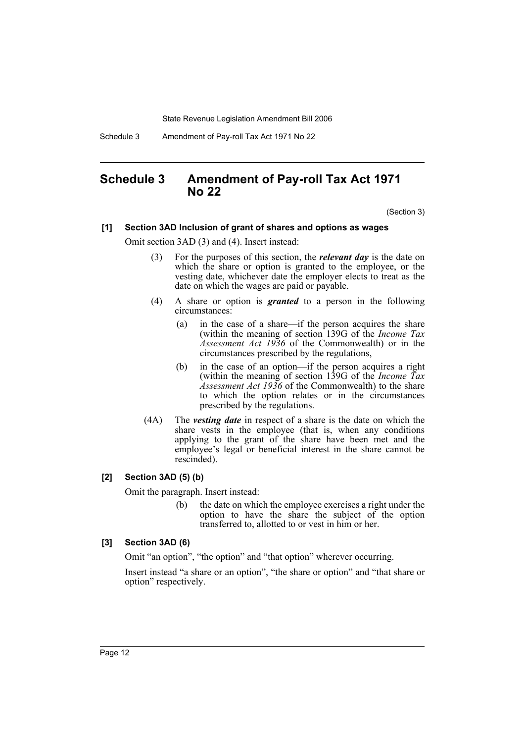# Schedule 3 Amendment of Pay-roll Tax Act 1971 No 22

(Section 3)

### [1] Section 3AD Inclusion of grant of shares and options as wages

Omit section 3AD (3) and (4). Insert instead:

(3) For the purposes of this section, the ***relevant day*** is the date on which the share or option is granted to the employee, or the vesting date, whichever date the employer elects to treat as the date on which the wages are paid or payable.

(4) A share or option is ***granted*** to a person in the following circumstances:

(a) in the case of a share—if the person acquires the share (within the meaning of section 139G of the *Income Tax Assessment Act 1936* of the Commonwealth) or in the circumstances prescribed by the regulations,

(b) in the case of an option—if the person acquires a right (within the meaning of section 139G of the *Income Tax Assessment Act 1936* of the Commonwealth) to the share to which the option relates or in the circumstances prescribed by the regulations.

(4A) The ***vesting date*** in respect of a share is the date on which the share vests in the employee (that is, when any conditions applying to the grant of the share have been met and the employee's legal or beneficial interest in the share cannot be rescinded).

### [2] Section 3AD (5) (b)

Omit the paragraph. Insert instead:

(b) the date on which the employee exercises a right under the option to have the share the subject of the option transferred to, allotted to or vest in him or her.

### [3] Section 3AD (6)

Omit "an option", "the option" and "that option" wherever occurring.

Insert instead "a share or an option", "the share or option" and "that share or option" respectively.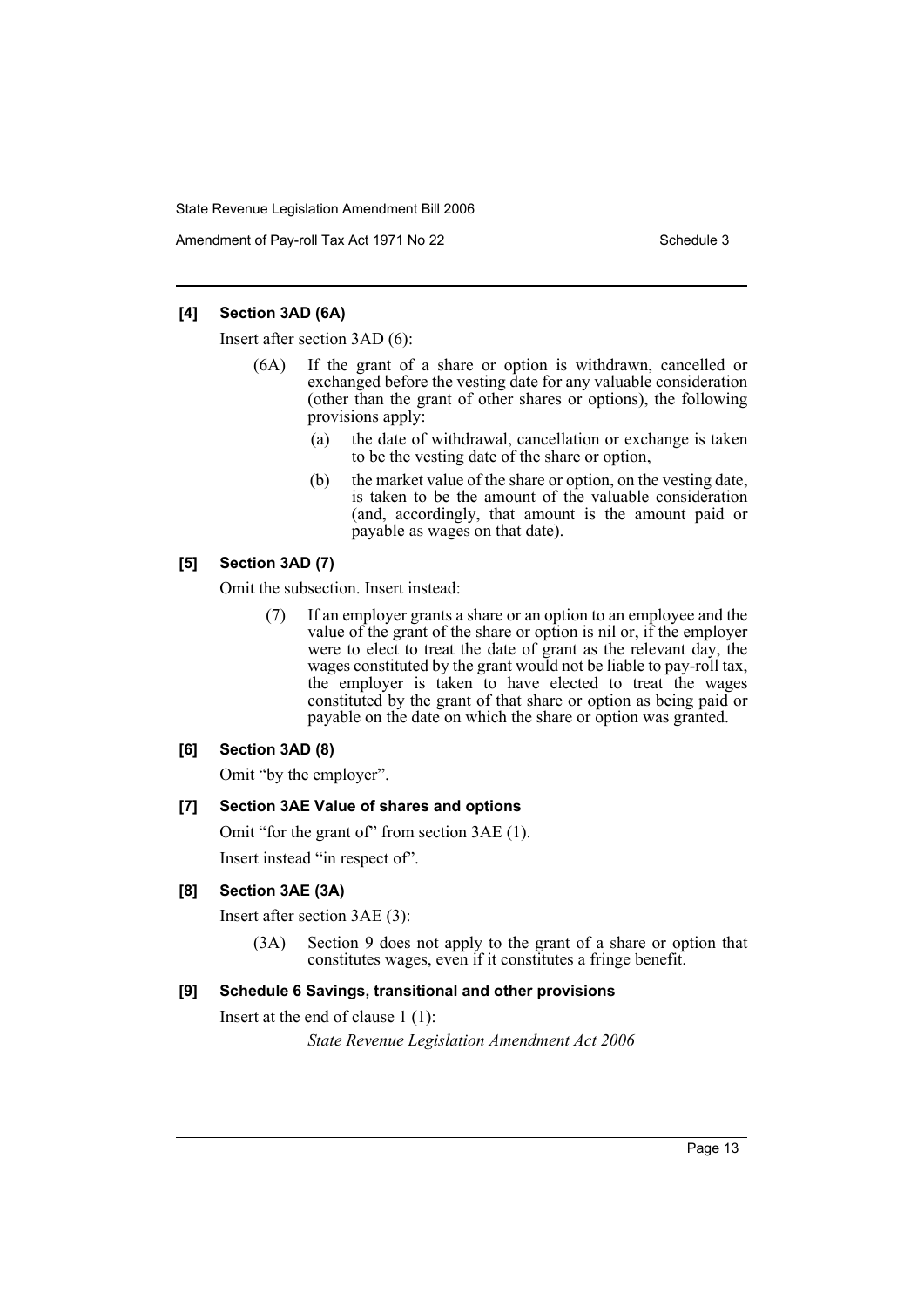### [4] Section 3AD (6A)

Insert after section 3AD (6):

(6A) If the grant of a share or option is withdrawn, cancelled or exchanged before the vesting date for any valuable consideration (other than the grant of other shares or options), the following provisions apply:

- (a) the date of withdrawal, cancellation or exchange is taken to be the vesting date of the share or option,
- (b) the market value of the share or option, on the vesting date, is taken to be the amount of the valuable consideration (and, accordingly, that amount is the amount paid or payable as wages on that date).

### [5] Section 3AD (7)

Omit the subsection. Insert instead:

(7) If an employer grants a share or an option to an employee and the value of the grant of the share or option is nil or, if the employer were to elect to treat the date of grant as the relevant day, the wages constituted by the grant would not be liable to pay-roll tax, the employer is taken to have elected to treat the wages constituted by the grant of that share or option as being paid or payable on the date on which the share or option was granted.

### [6] Section 3AD (8)

Omit "by the employer".

### [7] Section 3AE Value of shares and options

Omit "for the grant of" from section 3AE (1).

Insert instead "in respect of".

### [8] Section 3AE (3A)

Insert after section 3AE (3):

(3A) Section 9 does not apply to the grant of a share or option that constitutes wages, even if it constitutes a fringe benefit.

### [9] Schedule 6 Savings, transitional and other provisions

Insert at the end of clause 1 (1):

*State Revenue Legislation Amendment Act 2006*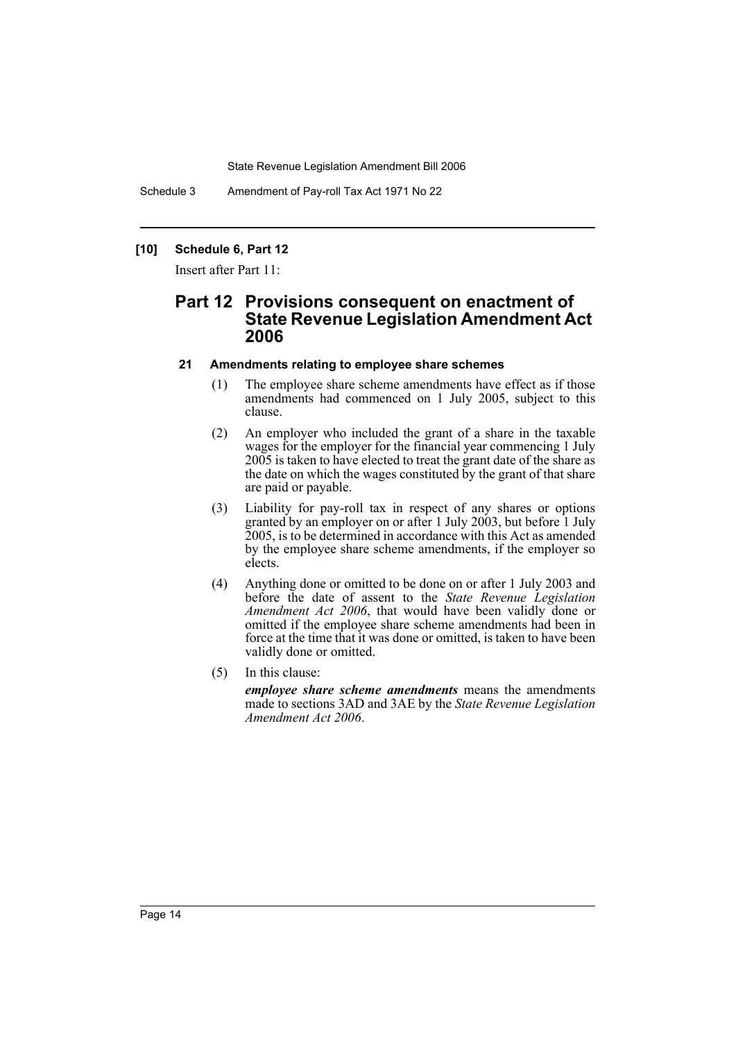## [10] Schedule 6, Part 12

Insert after Part 11:

# Part 12 Provisions consequent on enactment of State Revenue Legislation Amendment Act 2006

### 21 Amendments relating to employee share schemes

(1) The employee share scheme amendments have effect as if those amendments had commenced on 1 July 2005, subject to this clause.

(2) An employer who included the grant of a share in the taxable wages for the employer for the financial year commencing 1 July 2005 is taken to have elected to treat the grant date of the share as the date on which the wages constituted by the grant of that share are paid or payable.

(3) Liability for pay-roll tax in respect of any shares or options granted by an employer on or after 1 July 2003, but before 1 July 2005, is to be determined in accordance with this Act as amended by the employee share scheme amendments, if the employer so elects.

(4) Anything done or omitted to be done on or after 1 July 2003 and before the date of assent to the *State Revenue Legislation Amendment Act 2006*, that would have been validly done or omitted if the employee share scheme amendments had been in force at the time that it was done or omitted, is taken to have been validly done or omitted.

(5) In this clause:

***employee share scheme amendments*** means the amendments made to sections 3AD and 3AE by the *State Revenue Legislation Amendment Act 2006*.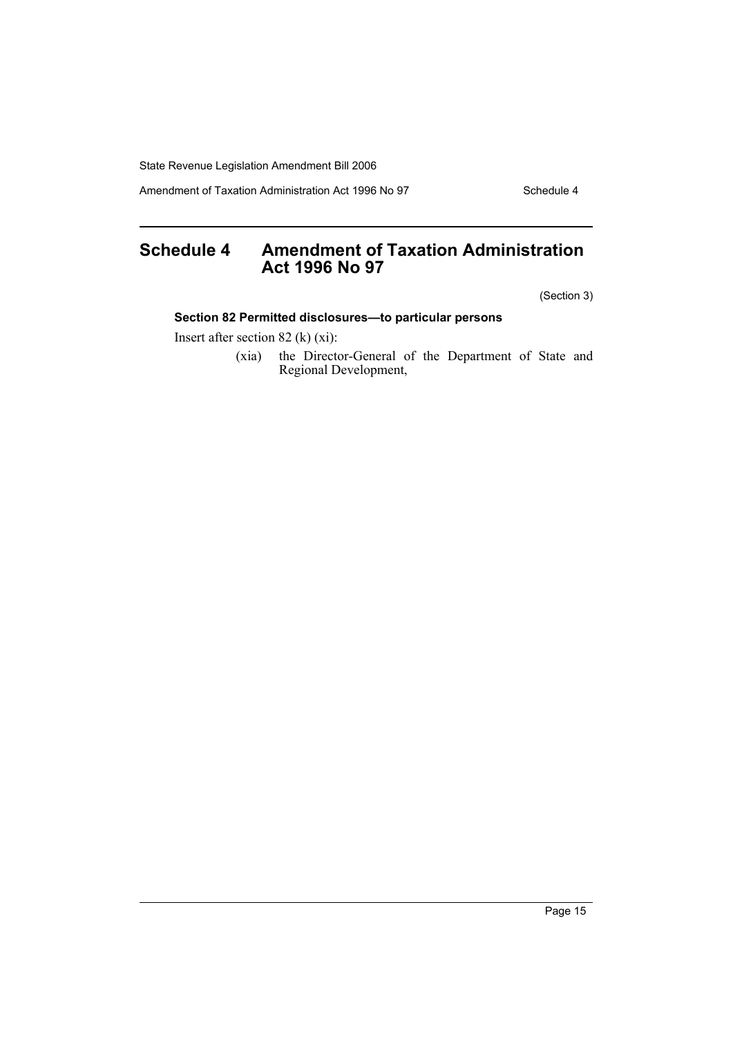# Schedule 4 Amendment of Taxation Administration Act 1996 No 97

(Section 3)

### Section 82 Permitted disclosures—to particular persons

Insert after section 82 (k) (xi):

> (xia) the Director-General of the Department of State and Regional Development,